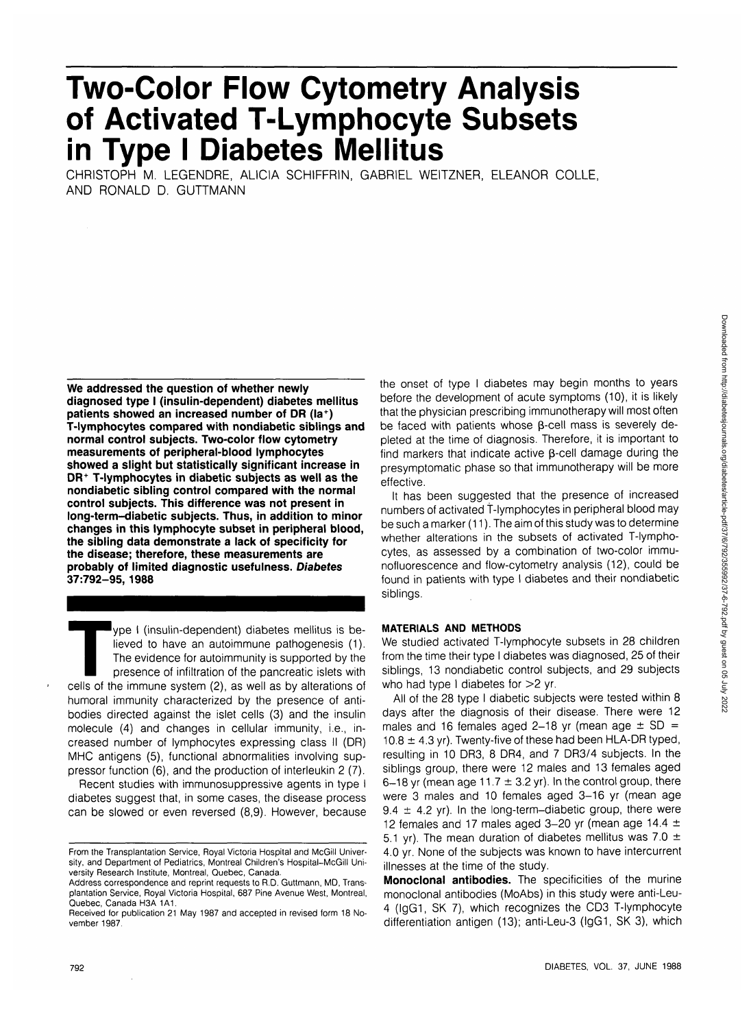# Two-Color Flow Cytometry Analysis of Activated T-Lymphocyte Subsets in Type I Diabetes Mellitus

CHRISTOPH M. LEGENDRE, ALICIA SCHIFFRIN, GABRIEL WEITZNER, ELEANOR COLLE, AND RONALD D. GUTTMANN

**We addressed the question of whether newly diagnosed type I (insulin-dependent) diabetes mellitus patients showed an increased number of DR (Ia$^+$) T-lymphocytes compared with nondiabetic siblings and normal control subjects. Two-color flow cytometry measurements of peripheral-blood lymphocytes showed a slight but statistically significant increase in DR$^+$ T-lymphocytes in diabetic subjects as well as the nondiabetic sibling control compared with the normal control subjects. This difference was not present in long-term–diabetic subjects. Thus, in addition to minor changes in this lymphocyte subset in peripheral blood, the sibling data demonstrate a lack of specificity for the disease; therefore, these measurements are probably of limited diagnostic usefulness.** ***Diabetes* 37:792–95, 1988**

Type I (insulin-dependent) diabetes mellitus is believed to have an autoimmune pathogenesis (1). The evidence for autoimmunity is supported by the presence of infiltration of the pancreatic islets with cells of the immune system (2), as well as by alterations of humoral immunity characterized by the presence of antibodies directed against the islet cells (3) and the insulin molecule (4) and changes in cellular immunity, i.e., increased number of lymphocytes expressing class II (DR) MHC antigens (5), functional abnormalities involving suppressor function (6), and the production of interleukin 2 (7).

Recent studies with immunosuppressive agents in type I diabetes suggest that, in some cases, the disease process can be slowed or even reversed (8,9). However, because the onset of type I diabetes may begin months to years before the development of acute symptoms (10), it is likely that the physician prescribing immunotherapy will most often be faced with patients whose β-cell mass is severely depleted at the time of diagnosis. Therefore, it is important to find markers that indicate active β-cell damage during the presymptomatic phase so that immunotherapy will be more effective.

It has been suggested that the presence of increased numbers of activated T-lymphocytes in peripheral blood may be such a marker (11). The aim of this study was to determine whether alterations in the subsets of activated T-lymphocytes, as assessed by a combination of two-color immunofluorescence and flow-cytometry analysis (12), could be found in patients with type I diabetes and their nondiabetic siblings.

## MATERIALS AND METHODS

We studied activated T-lymphocyte subsets in 28 children from the time their type I diabetes was diagnosed, 25 of their siblings, 13 nondiabetic control subjects, and 29 subjects who had type I diabetes for >2 yr.

All of the 28 type I diabetic subjects were tested within 8 days after the diagnosis of their disease. There were 12 males and 16 females aged 2–18 yr (mean age ± SD = 10.8 ± 4.3 yr). Twenty-five of these had been HLA-DR typed, resulting in 10 DR3, 8 DR4, and 7 DR3/4 subjects. In the siblings group, there were 12 males and 13 females aged 6–18 yr (mean age 11.7 ± 3.2 yr). In the control group, there were 3 males and 10 females aged 3–16 yr (mean age 9.4 ± 4.2 yr). In the long-term–diabetic group, there were 12 females and 17 males aged 3–20 yr (mean age 14.4 ± 5.1 yr). The mean duration of diabetes mellitus was 7.0 ± 4.0 yr. None of the subjects was known to have intercurrent illnesses at the time of the study.

**Monoclonal antibodies.** The specificities of the murine monoclonal antibodies (MoAbs) in this study were anti-Leu-4 (IgG1, SK 7), which recognizes the CD3 T-lymphocyte differentiation antigen (13); anti-Leu-3 (IgG1, SK 3), which

From the Transplantation Service, Royal Victoria Hospital and McGill University, and Department of Pediatrics, Montreal Children's Hospital–McGill University Research Institute, Montreal, Quebec, Canada.

Address correspondence and reprint requests to R.D. Guttmann, MD, Transplantation Service, Royal Victoria Hospital, 687 Pine Avenue West, Montreal, Quebec, Canada H3A 1A1.

Received for publication 21 May 1987 and accepted in revised form 18 November 1987.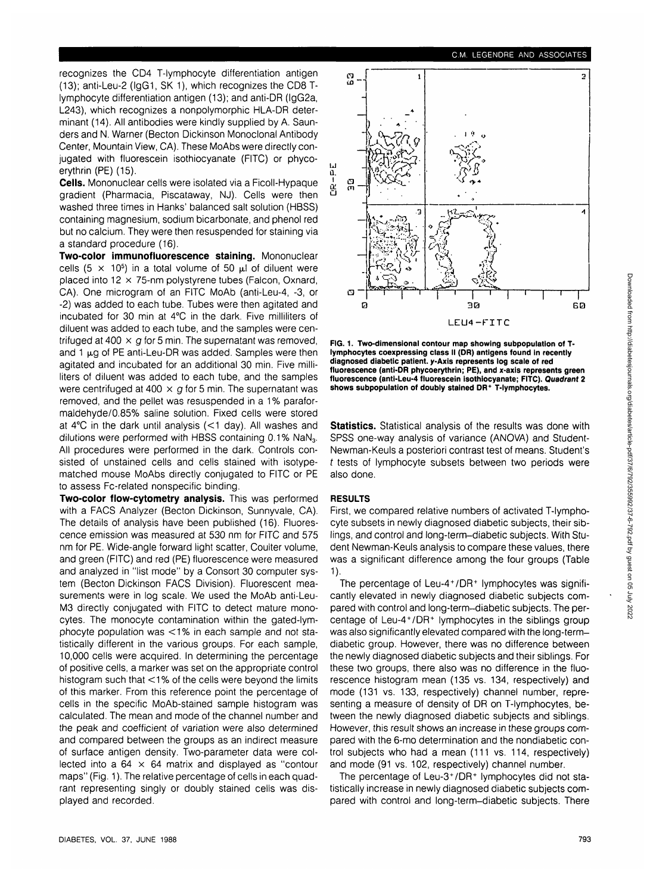recognizes the CD4 T-lymphocyte differentiation antigen (13); anti-Leu-2 (IgG1, SK 1), which recognizes the CD8 T-lymphocyte differentiation antigen (13); and anti-DR (IgG2a, L243), which recognizes a nonpolymorphic HLA-DR determinant (14). All antibodies were kindly supplied by A. Saunders and N. Warner (Becton Dickinson Monoclonal Antibody Center, Mountain View, CA). These MoAbs were directly conjugated with fluorescein isothiocyanate (FITC) or phycoerythrin (PE) (15).

**Cells.** Mononuclear cells were isolated via a Ficoll-Hypaque gradient (Pharmacia, Piscataway, NJ). Cells were then washed three times in Hanks' balanced salt solution (HBSS) containing magnesium, sodium bicarbonate, and phenol red but no calcium. They were then resuspended for staining via a standard procedure (16).

**Two-color immunofluorescence staining.** Mononuclear cells ($5 \times 10^5$) in a total volume of 50 μl of diluent were placed into 12 × 75-nm polystyrene tubes (Falcon, Oxnard, CA). One microgram of an FITC MoAb (anti-Leu-4, -3, or -2) was added to each tube. Tubes were then agitated and incubated for 30 min at 4°C in the dark. Five milliliters of diluent was added to each tube, and the samples were centrifuged at 400 × *g* for 5 min. The supernatant was removed, and 1 μg of PE anti-Leu-DR was added. Samples were then agitated and incubated for an additional 30 min. Five milliliters of diluent was added to each tube, and the samples were centrifuged at 400 × *g* for 5 min. The supernatant was removed, and the pellet was resuspended in a 1% paraformaldehyde/0.85% saline solution. Fixed cells were stored at 4°C in the dark until analysis (<1 day). All washes and dilutions were performed with HBSS containing 0.1% $NaN_3$. All procedures were performed in the dark. Controls consisted of unstained cells and cells stained with isotype-matched mouse MoAbs directly conjugated to FITC or PE to assess Fc-related nonspecific binding.

**Two-color flow-cytometry analysis.** This was performed with a FACS Analyzer (Becton Dickinson, Sunnyvale, CA). The details of analysis have been published (16). Fluorescence emission was measured at 530 nm for FITC and 575 nm for PE. Wide-angle forward light scatter, Coulter volume, and green (FITC) and red (PE) fluorescence were measured and analyzed in "list mode" by a Consort 30 computer system (Becton Dickinson FACS Division). Fluorescent measurements were in log scale. We used the MoAb anti-Leu-M3 directly conjugated with FITC to detect mature monocytes. The monocyte contamination within the gated-lymphocyte population was <1% in each sample and not statistically different in the various groups. For each sample, 10,000 cells were acquired. In determining the percentage of positive cells, a marker was set on the appropriate control histogram such that <1% of the cells were beyond the limits of this marker. From this reference point the percentage of cells in the specific MoAb-stained sample histogram was calculated. The mean and mode of the channel number and the peak and coefficient of variation were also determined and compared between the groups as an indirect measure of surface antigen density. Two-parameter data were collected into a 64 × 64 matrix and displayed as "contour maps" (Fig. 1). The relative percentage of cells in each quadrant representing singly or doubly stained cells was displayed and recorded.

**FIG. 1. Two-dimensional contour map showing subpopulation of T-lymphocytes coexpressing class II (DR) antigens found in recently diagnosed diabetic patient. y-Axis represents log scale of red fluorescence (anti-DR phycoerythrin; PE), and x-axis represents green fluorescence (anti-Leu-4 fluorescein isothiocyanate; FITC).** ***Quadrant 2*** **shows subpopulation of doubly stained DR⁺ T-lymphocytes.**

**Statistics.** Statistical analysis of the results was done with SPSS one-way analysis of variance (ANOVA) and Student-Newman-Keuls a posteriori contrast test of means. Student's *t* tests of lymphocyte subsets between two periods were also done.

## RESULTS

First, we compared relative numbers of activated T-lymphocyte subsets in newly diagnosed diabetic subjects, their siblings, and control and long-term–diabetic subjects. With Student Newman-Keuls analysis to compare these values, there was a significant difference among the four groups (Table 1).

The percentage of Leu-4⁺/DR⁺ lymphocytes was significantly elevated in newly diagnosed diabetic subjects compared with control and long-term–diabetic subjects. The percentage of Leu-4⁺/DR⁺ lymphocytes in the siblings group was also significantly elevated compared with the long-term–diabetic group. However, there was no difference between the newly diagnosed diabetic subjects and their siblings. For these two groups, there also was no difference in the fluorescence histogram mean (135 vs. 134, respectively) and mode (131 vs. 133, respectively) channel number, representing a measure of density of DR on T-lymphocytes, between the newly diagnosed diabetic subjects and siblings. However, this result shows an increase in these groups compared with the 6-mo determination and the nondiabetic control subjects who had a mean (111 vs. 114, respectively) and mode (91 vs. 102, respectively) channel number.

The percentage of Leu-3⁺/DR⁺ lymphocytes did not statistically increase in newly diagnosed diabetic subjects compared with control and long-term–diabetic subjects. There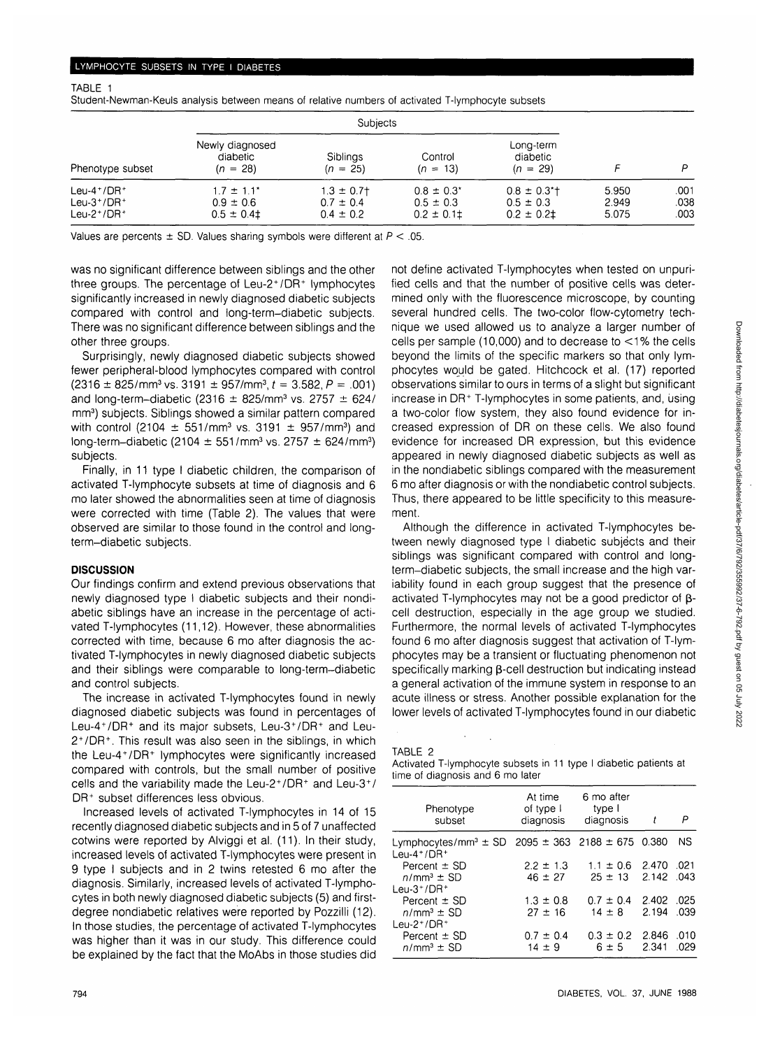TABLE 1

Student-Newman-Keuls analysis between means of relative numbers of activated T-lymphocyte subsets

| Phenotype subset | Subjects | | | | F | P |
|---|---|---|---|---|---|---|
| | Newly diagnosed diabetic (n = 28) | Siblings (n = 25) | Control (n = 13) | Long-term diabetic (n = 29) | | |
| Leu-4+/DR+ | 1.7 ± 1.1* | 1.3 ± 0.7† | 0.8 ± 0.3* | 0.8 ± 0.3*† | 5.950 | .001 |
| Leu-3+/DR+ | 0.9 ± 0.6 | 0.7 ± 0.4 | 0.5 ± 0.3 | 0.5 ± 0.3 | 2.949 | .038 |
| Leu-2+/DR+ | 0.5 ± 0.4‡ | 0.4 ± 0.2 | 0.2 ± 0.1‡ | 0.2 ± 0.2‡ | 5.075 | .003 |

Values are percents ± SD. Values sharing symbols were different at $P < .05$.

was no significant difference between siblings and the other three groups. The percentage of Leu-2+/DR+ lymphocytes significantly increased in newly diagnosed diabetic subjects compared with control and long-term–diabetic subjects. There was no significant difference between siblings and the other three groups.

Surprisingly, newly diagnosed diabetic subjects showed fewer peripheral-blood lymphocytes compared with control (2316 ± 825/mm³ vs. 3191 ± 957/mm³, $t = 3.582$, $P = .001$) and long-term–diabetic (2316 ± 825/mm³ vs. 2757 ± 624/mm³) subjects. Siblings showed a similar pattern compared with control (2104 ± 551/mm³ vs. 3191 ± 957/mm³) and long-term–diabetic (2104 ± 551/mm³ vs. 2757 ± 624/mm³) subjects.

Finally, in 11 type I diabetic children, the comparison of activated T-lymphocyte subsets at time of diagnosis and 6 mo later showed the abnormalities seen at time of diagnosis were corrected with time (Table 2). The values that were observed are similar to those found in the control and long-term–diabetic subjects.

## DISCUSSION

Our findings confirm and extend previous observations that newly diagnosed type I diabetic subjects and their nondiabetic siblings have an increase in the percentage of activated T-lymphocytes (11,12). However, these abnormalities corrected with time, because 6 mo after diagnosis the activated T-lymphocytes in newly diagnosed diabetic subjects and their siblings were comparable to long-term–diabetic and control subjects.

The increase in activated T-lymphocytes found in newly diagnosed diabetic subjects was found in percentages of Leu-4+/DR+ and its major subsets, Leu-3+/DR+ and Leu-2+/DR+. This result was also seen in the siblings, in which the Leu-4+/DR+ lymphocytes were significantly increased compared with controls, but the small number of positive cells and the variability made the Leu-2+/DR+ and Leu-3+/DR+ subset differences less obvious.

Increased levels of activated T-lymphocytes in 14 of 15 recently diagnosed diabetic subjects and in 5 of 7 unaffected cotwins were reported by Alviggi et al. (11). In their study, increased levels of activated T-lymphocytes were present in 9 type I subjects and in 2 twins retested 6 mo after the diagnosis. Similarly, increased levels of activated T-lymphocytes in both newly diagnosed diabetic subjects (5) and first-degree nondiabetic relatives were reported by Pozzilli (12). In those studies, the percentage of activated T-lymphocytes was higher than it was in our study. This difference could be explained by the fact that the MoAbs in those studies did not define activated T-lymphocytes when tested on unpurified cells and that the number of positive cells was determined only with the fluorescence microscope, by counting several hundred cells. The two-color flow-cytometry technique we used allowed us to analyze a larger number of cells per sample (10,000) and to decrease to <1% the cells beyond the limits of the specific markers so that only lymphocytes would be gated. Hitchcock et al. (17) reported observations similar to ours in terms of a slight but significant increase in DR+ T-lymphocytes in some patients, and, using a two-color flow system, they also found evidence for increased expression of DR on these cells. We also found evidence for increased DR expression, but this evidence appeared in newly diagnosed diabetic subjects as well as in the nondiabetic siblings compared with the measurement 6 mo after diagnosis or with the nondiabetic control subjects. Thus, there appeared to be little specificity to this measurement.

Although the difference in activated T-lymphocytes between newly diagnosed type I diabetic subjects and their siblings was significant compared with control and long-term–diabetic subjects, the small increase and the high variability found in each group suggest that the presence of activated T-lymphocytes may not be a good predictor of β-cell destruction, especially in the age group we studied. Furthermore, the normal levels of activated T-lymphocytes found 6 mo after diagnosis suggest that activation of T-lymphocytes may be a transient or fluctuating phenomenon not specifically marking β-cell destruction but indicating instead a general activation of the immune system in response to an acute illness or stress. Another possible explanation for the lower levels of activated T-lymphocytes found in our diabetic

TABLE 2

Activated T-lymphocyte subsets in 11 type I diabetic patients at time of diagnosis and 6 mo later

| Phenotype subset | At time of type I diagnosis | 6 mo after type I diagnosis | t | P |
|---|---|---|---|---|
| Lymphocytes/mm³ ± SD | 2095 ± 363 | 2188 ± 675 | 0.380 | NS |
| Leu-4+/DR+ | | | | |
| Percent ± SD | 2.2 ± 1.3 | 1.1 ± 0.6 | 2.470 | .021 |
| n/mm³ ± SD | 46 ± 27 | 25 ± 13 | 2.142 | .043 |
| Leu-3+/DR+ | | | | |
| Percent ± SD | 1.3 ± 0.8 | 0.7 ± 0.4 | 2.402 | .025 |
| n/mm³ ± SD | 27 ± 16 | 14 ± 8 | 2.194 | .039 |
| Leu-2+/DR+ | | | | |
| Percent ± SD | 0.7 ± 0.4 | 0.3 ± 0.2 | 2.846 | .010 |
| n/mm³ ± SD | 14 ± 9 | 6 ± 5 | 2.341 | .029 |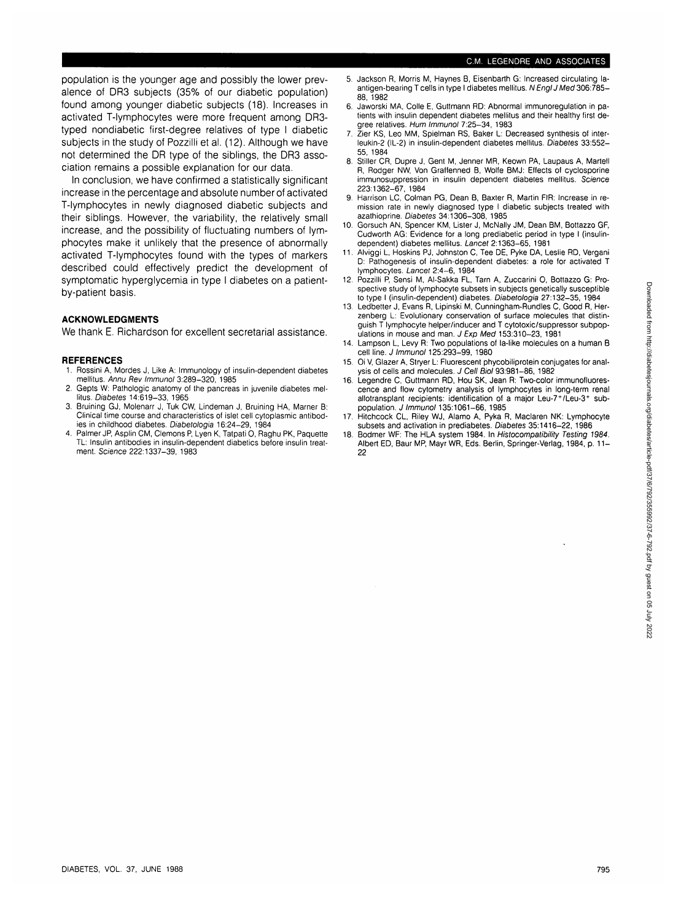population is the younger age and possibly the lower prevalence of DR3 subjects (35% of our diabetic population) found among younger diabetic subjects (18). Increases in activated T-lymphocytes were more frequent among DR3-typed nondiabetic first-degree relatives of type I diabetic subjects in the study of Pozzilli et al. (12). Although we have not determined the DR type of the siblings, the DR3 association remains a possible explanation for our data.

In conclusion, we have confirmed a statistically significant increase in the percentage and absolute number of activated T-lymphocytes in newly diagnosed diabetic subjects and their siblings. However, the variability, the relatively small increase, and the possibility of fluctuating numbers of lymphocytes make it unlikely that the presence of abnormally activated T-lymphocytes found with the types of markers described could effectively predict the development of symptomatic hyperglycemia in type I diabetes on a patient-by-patient basis.

## ACKNOWLEDGMENTS

We thank E. Richardson for excellent secretarial assistance.

## REFERENCES

1. Rossini A, Mordes J, Like A: Immunology of insulin-dependent diabetes mellitus. *Annu Rev Immunol* 3:289–320, 1985
2. Gepts W: Pathologic anatomy of the pancreas in juvenile diabetes mellitus. *Diabetes* 14:619–33, 1965
3. Bruining GJ, Molenarr J, Tuk CW, Lindeman J, Bruining HA, Marner B: Clinical time course and characteristics of islet cell cytoplasmic antibodies in childhood diabetes. *Diabetologia* 16:24–29, 1984
4. Palmer JP, Asplin CM, Clemons P, Lyen K, Tatpati O, Raghu PK, Paquette TL: Insulin antibodies in insulin-dependent diabetics before insulin treatment. *Science* 222:1337–39, 1983
5. Jackson R, Morris M, Haynes B, Eisenbarth G: Increased circulating Ia-antigen-bearing T cells in type I diabetes mellitus. *N Engl J Med* 306:785–88, 1982
6. Jaworski MA, Colle E, Guttmann RD: Abnormal immunoregulation in patients with insulin dependent diabetes mellitus and their healthy first degree relatives. *Hum Immunol* 7:25–34, 1983
7. Zier KS, Leo MM, Spielman RS, Baker L: Decreased synthesis of interleukin-2 (IL-2) in insulin-dependent diabetes mellitus. *Diabetes* 33:552–55, 1984
8. Stiller CR, Dupre J, Gent M, Jenner MR, Keown PA, Laupaus A, Martell R, Rodger NW, Von Graffenned B, Wolfe BMJ: Effects of cyclosporine immunosuppression in insulin dependent diabetes mellitus. *Science* 223:1362–67, 1984
9. Harrison LC, Colman PG, Dean B, Baxter R, Martin FIR: Increase in remission rate in newly diagnosed type I diabetic subjects treated with azathioprine. *Diabetes* 34:1306–308, 1985
10. Gorsuch AN, Spencer KM, Lister J, McNally JM, Dean BM, Bottazzo GF, Cudworth AG: Evidence for a long prediabetic period in type I (insulin-dependent) diabetes mellitus. *Lancet* 2:1363–65, 1981
11. Alviggi L, Hoskins PJ, Johnston C, Tee DE, Pyke DA, Leslie RD, Vergani D: Pathogenesis of insulin-dependent diabetes: a role for activated T lymphocytes. *Lancet* 2:4–6, 1984
12. Pozzilli P, Sensi M, Al-Sakka FL, Tarn A, Zuccarini O, Bottazzo G: Prospective study of lymphocyte subsets in subjects genetically susceptible to type I (insulin-dependent) diabetes. *Diabetologia* 27:132–35, 1984
13. Ledbetter J, Evans R, Lipinski M, Cunningham-Rundles C, Good R, Herzenberg L: Evolutionary conservation of surface molecules that distinguish T lymphocyte helper/inducer and T cytotoxic/suppressor subpopulations in mouse and man. *J Exp Med* 153:310–23, 1981
14. Lampson L, Levy R: Two populations of Ia-like molecules on a human B cell line. *J Immunol* 125:293–99, 1980
15. Oi V, Glazer A, Stryer L: Fluorescent phycobiliprotein conjugates for analysis of cells and molecules. *J Cell Biol* 93:981–86, 1982
16. Legendre C, Guttmann RD, Hou SK, Jean R: Two-color immunofluorescence and flow cytometry analysis of lymphocytes in long-term renal allotransplant recipients: identification of a major Leu-7+/Leu-3+ subpopulation. *J Immunol* 135:1061–66, 1985
17. Hitchcock CL, Riley WJ, Alamo A, Pyka R, Maclaren NK: Lymphocyte subsets and activation in prediabetes. *Diabetes* 35:1416–22, 1986
18. Bodmer WF: The HLA system 1984. In *Histocompatibility Testing 1984*. Albert ED, Baur MP, Mayr WR, Eds. Berlin, Springer-Verlag, 1984, p. 11–22